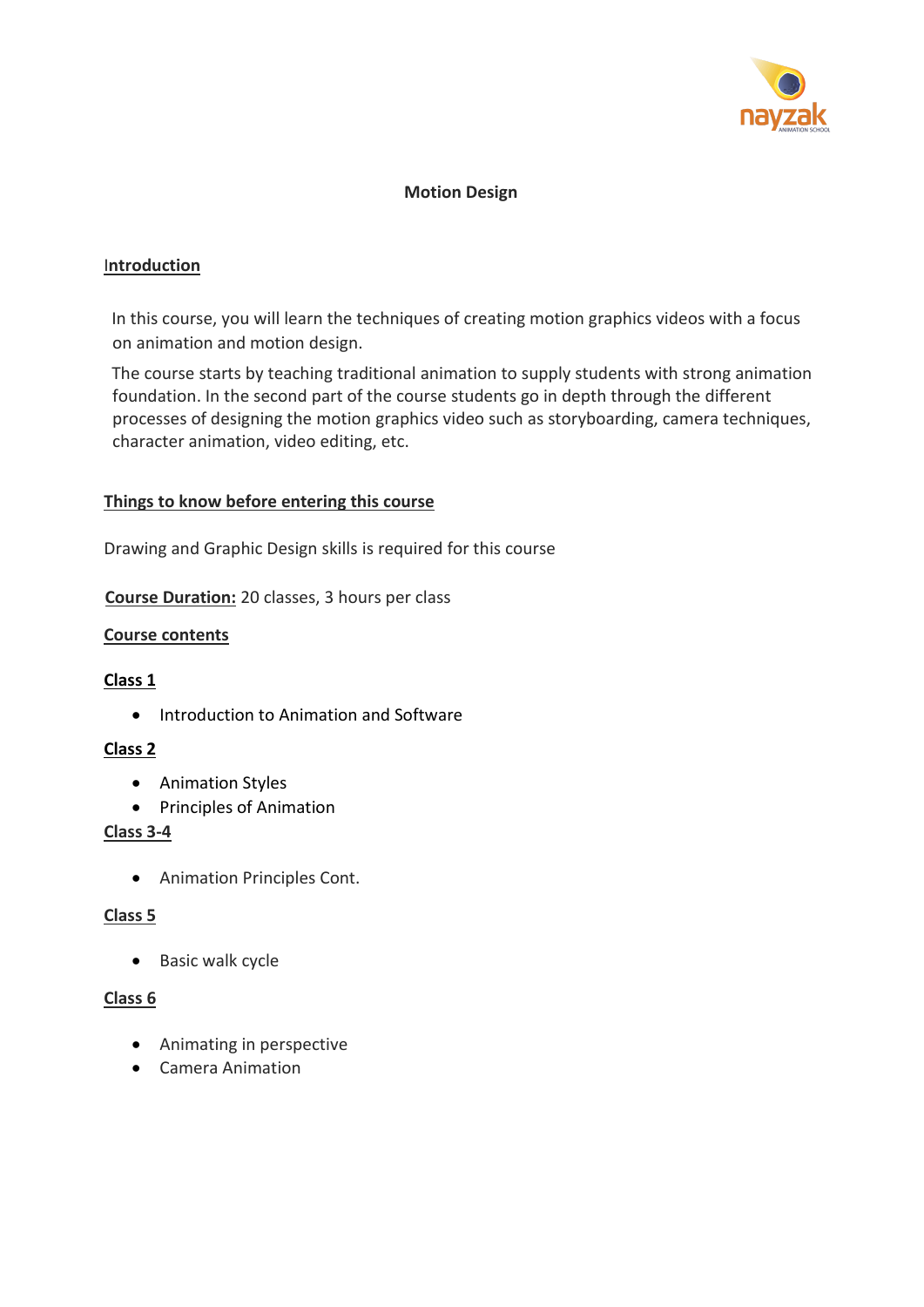# Motion Design

## Introduction

In this course, you will learn the techniques of creating motion graphics videos with a focus on animation and motion design.

The course starts by teaching traditional animation to supply students with strong animation foundation. In the second part of the course students go in depth through the different processes of designing the motion graphics video such as storyboarding, camera techniques, character animation, video editing, etc.

## Things to know before entering this course

Drawing and Graphic Design skills is required for this course

**Course Duration:** 20 classes, 3 hours per class

## Course contents

### Class 1

- Introduction to Animation and Software

### Class 2

- Animation Styles
- Principles of Animation

### Class 3-4

- Animation Principles Cont.

### Class 5

- Basic walk cycle

### Class 6

- Animating in perspective
- Camera Animation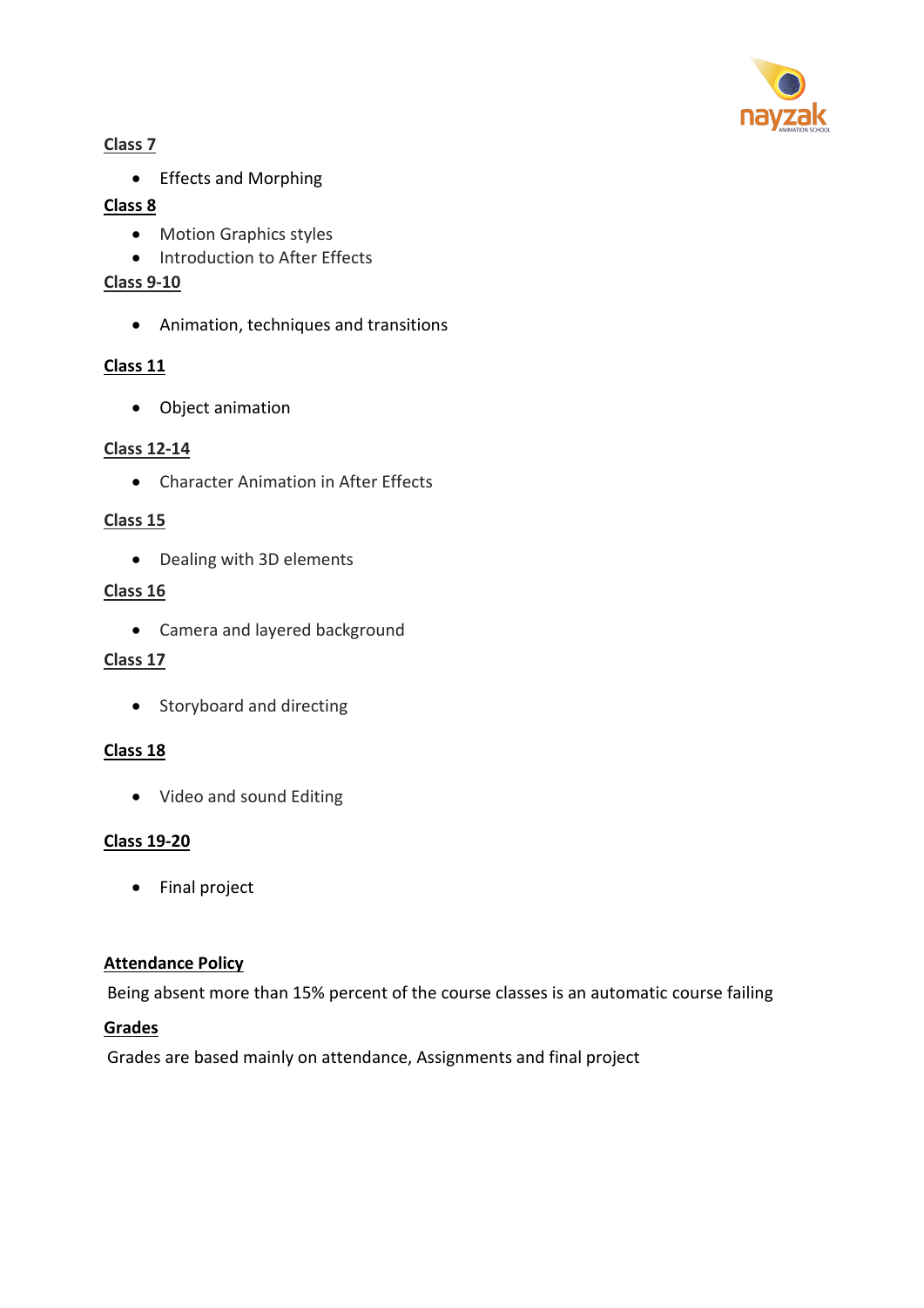**Class 7**

- Effects and Morphing

**Class 8**

- Motion Graphics styles
- Introduction to After Effects

**Class 9-10**

- Animation, techniques and transitions

**Class 11**

- Object animation

**Class 12-14**

- Character Animation in After Effects

**Class 15**

- Dealing with 3D elements

**Class 16**

- Camera and layered background

**Class 17**

- Storyboard and directing

**Class 18**

- Video and sound Editing

**Class 19-20**

- Final project

**Attendance Policy**

Being absent more than 15% percent of the course classes is an automatic course failing

**Grades**

Grades are based mainly on attendance, Assignments and final project